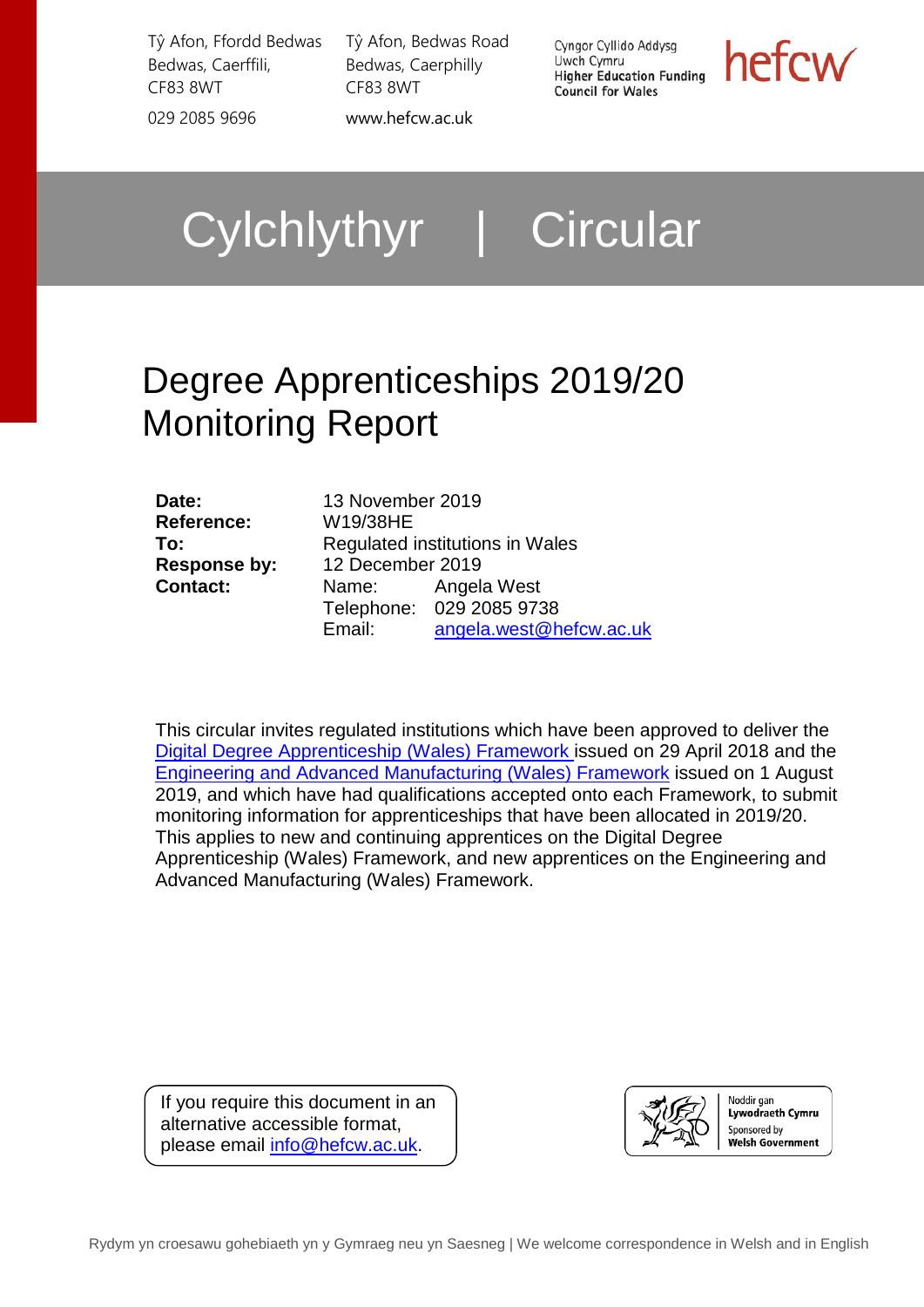Tŷ Afon, Ffordd Bedwas
Bedwas, Caerffili,
CF83 8WT

029 2085 9696

Tŷ Afon, Bedwas Road
Bedwas, Caerphilly
CF83 8WT

www.hefcw.ac.uk

Cyngor Cyllido Addysg Uwch Cymru
Higher Education Funding Council for Wales

# Cylchlythyr | Circular

# Degree Apprenticeships 2019/20 Monitoring Report

| | | |
|---|---|---|
| **Date:** | 13 November 2019 | |
| **Reference:** | W19/38HE | |
| **To:** | Regulated institutions in Wales | |
| **Response by:** | 12 December 2019 | |
| **Contact:** | Name: | Angela West |
| | Telephone: | 029 2085 9738 |
| | Email: | angela.west@hefcw.ac.uk |

This circular invites regulated institutions which have been approved to deliver the Digital Degree Apprenticeship (Wales) Framework issued on 29 April 2018 and the Engineering and Advanced Manufacturing (Wales) Framework issued on 1 August 2019, and which have had qualifications accepted onto each Framework, to submit monitoring information for apprenticeships that have been allocated in 2019/20. This applies to new and continuing apprentices on the Digital Degree Apprenticeship (Wales) Framework, and new apprentices on the Engineering and Advanced Manufacturing (Wales) Framework.

If you require this document in an alternative accessible format, please email info@hefcw.ac.uk.

Noddir gan Lywodraeth Cymru
Sponsored by Welsh Government

Rydym yn croesawu gohebiaeth yn y Gymraeg neu yn Saesneg | We welcome correspondence in Welsh and in English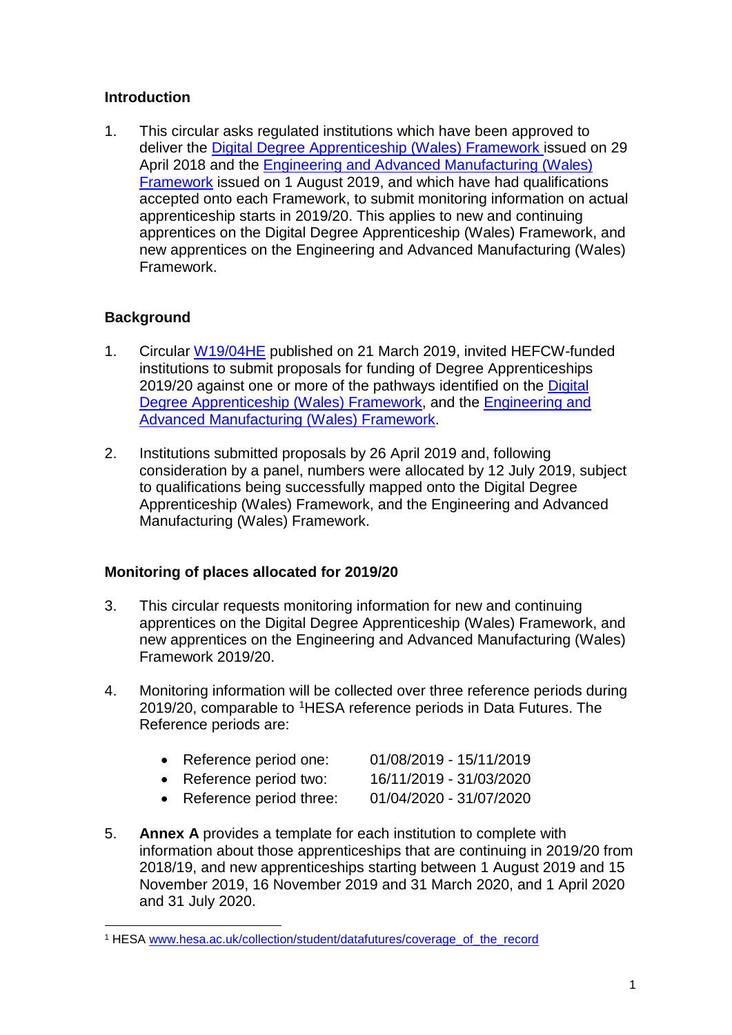## Introduction

1. This circular asks regulated institutions which have been approved to deliver the [Digital Degree Apprenticeship (Wales) Framework](#) issued on 29 April 2018 and the [Engineering and Advanced Manufacturing (Wales) Framework](#) issued on 1 August 2019, and which have had qualifications accepted onto each Framework, to submit monitoring information on actual apprenticeship starts in 2019/20. This applies to new and continuing apprentices on the Digital Degree Apprenticeship (Wales) Framework, and new apprentices on the Engineering and Advanced Manufacturing (Wales) Framework.

## Background

1. Circular [W19/04HE](#) published on 21 March 2019, invited HEFCW-funded institutions to submit proposals for funding of Degree Apprenticeships 2019/20 against one or more of the pathways identified on the [Digital Degree Apprenticeship (Wales) Framework](#), and the [Engineering and Advanced Manufacturing (Wales) Framework](#).

2. Institutions submitted proposals by 26 April 2019 and, following consideration by a panel, numbers were allocated by 12 July 2019, subject to qualifications being successfully mapped onto the Digital Degree Apprenticeship (Wales) Framework, and the Engineering and Advanced Manufacturing (Wales) Framework.

## Monitoring of places allocated for 2019/20

3. This circular requests monitoring information for new and continuing apprentices on the Digital Degree Apprenticeship (Wales) Framework, and new apprentices on the Engineering and Advanced Manufacturing (Wales) Framework 2019/20.

4. Monitoring information will be collected over three reference periods during 2019/20, comparable to [1]HESA reference periods in Data Futures. The Reference periods are:

   - Reference period one: 01/08/2019 - 15/11/2019
   - Reference period two: 16/11/2019 - 31/03/2020
   - Reference period three: 01/04/2020 - 31/07/2020

5. **Annex A** provides a template for each institution to complete with information about those apprenticeships that are continuing in 2019/20 from 2018/19, and new apprenticeships starting between 1 August 2019 and 15 November 2019, 16 November 2019 and 31 March 2020, and 1 April 2020 and 31 July 2020.

[1] HESA [www.hesa.ac.uk/collection/student/datafutures/coverage_of_the_record](www.hesa.ac.uk/collection/student/datafutures/coverage_of_the_record)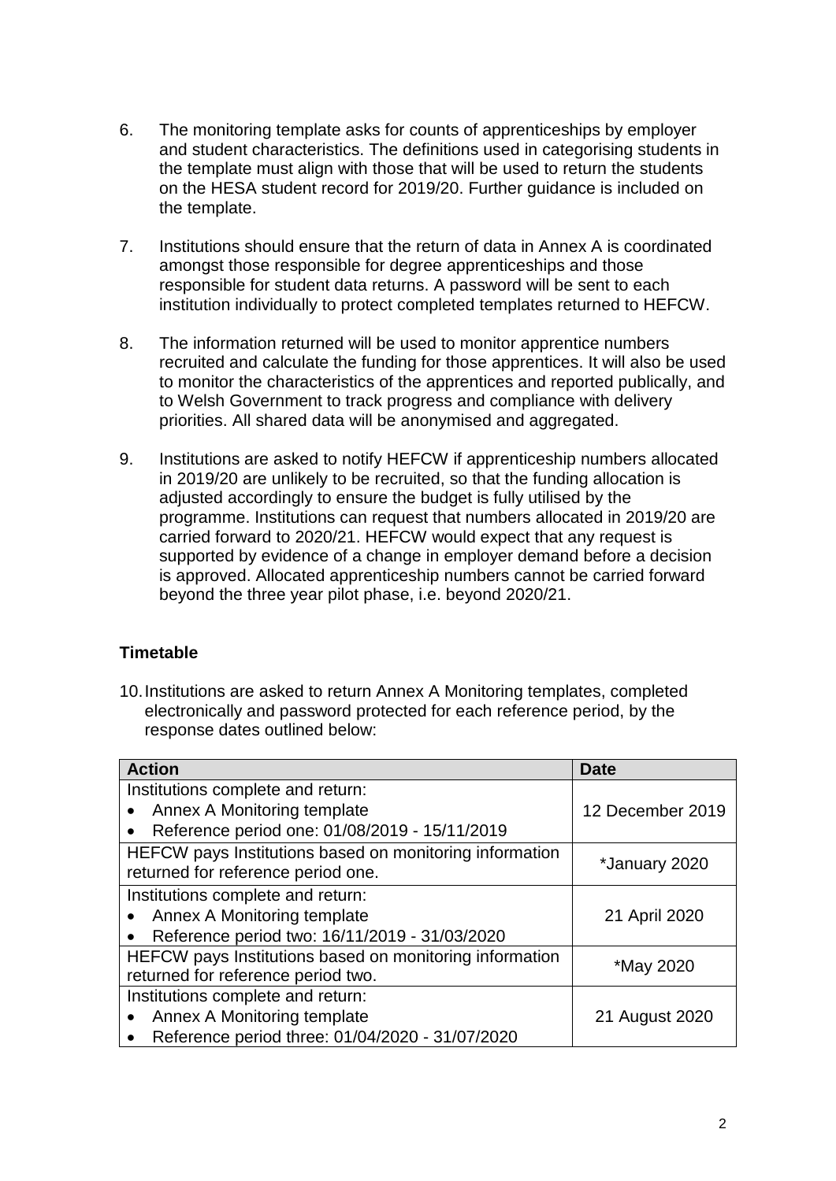6. The monitoring template asks for counts of apprenticeships by employer and student characteristics. The definitions used in categorising students in the template must align with those that will be used to return the students on the HESA student record for 2019/20. Further guidance is included on the template.

7. Institutions should ensure that the return of data in Annex A is coordinated amongst those responsible for degree apprenticeships and those responsible for student data returns. A password will be sent to each institution individually to protect completed templates returned to HEFCW.

8. The information returned will be used to monitor apprentice numbers recruited and calculate the funding for those apprentices. It will also be used to monitor the characteristics of the apprentices and reported publically, and to Welsh Government to track progress and compliance with delivery priorities. All shared data will be anonymised and aggregated.

9. Institutions are asked to notify HEFCW if apprenticeship numbers allocated in 2019/20 are unlikely to be recruited, so that the funding allocation is adjusted accordingly to ensure the budget is fully utilised by the programme. Institutions can request that numbers allocated in 2019/20 are carried forward to 2020/21. HEFCW would expect that any request is supported by evidence of a change in employer demand before a decision is approved. Allocated apprenticeship numbers cannot be carried forward beyond the three year pilot phase, i.e. beyond 2020/21.

## Timetable

10. Institutions are asked to return Annex A Monitoring templates, completed electronically and password protected for each reference period, by the response dates outlined below:

| Action | Date |
|---|---|
| Institutions complete and return:<br>• Annex A Monitoring template<br>• Reference period one: 01/08/2019 - 15/11/2019 | 12 December 2019 |
| HEFCW pays Institutions based on monitoring information returned for reference period one. | *January 2020 |
| Institutions complete and return:<br>• Annex A Monitoring template<br>• Reference period two: 16/11/2019 - 31/03/2020 | 21 April 2020 |
| HEFCW pays Institutions based on monitoring information returned for reference period two. | *May 2020 |
| Institutions complete and return:<br>• Annex A Monitoring template<br>• Reference period three: 01/04/2020 - 31/07/2020 | 21 August 2020 |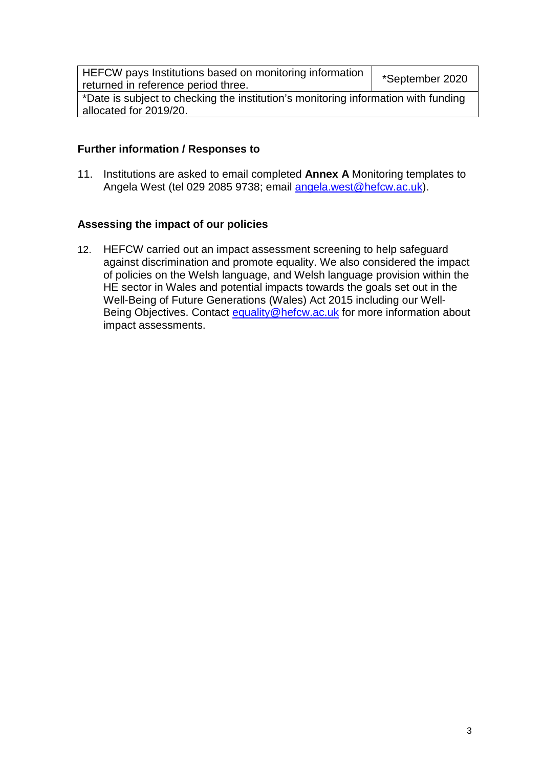| | |
|---|---|
| HEFCW pays Institutions based on monitoring information returned in reference period three. | *September 2020 |
| *Date is subject to checking the institution's monitoring information with funding allocated for 2019/20. | |

## Further information / Responses to

11. Institutions are asked to email completed **Annex A** Monitoring templates to Angela West (tel 029 2085 9738; email angela.west@hefcw.ac.uk).

## Assessing the impact of our policies

12. HEFCW carried out an impact assessment screening to help safeguard against discrimination and promote equality. We also considered the impact of policies on the Welsh language, and Welsh language provision within the HE sector in Wales and potential impacts towards the goals set out in the Well-Being of Future Generations (Wales) Act 2015 including our Well-Being Objectives. Contact equality@hefcw.ac.uk for more information about impact assessments.